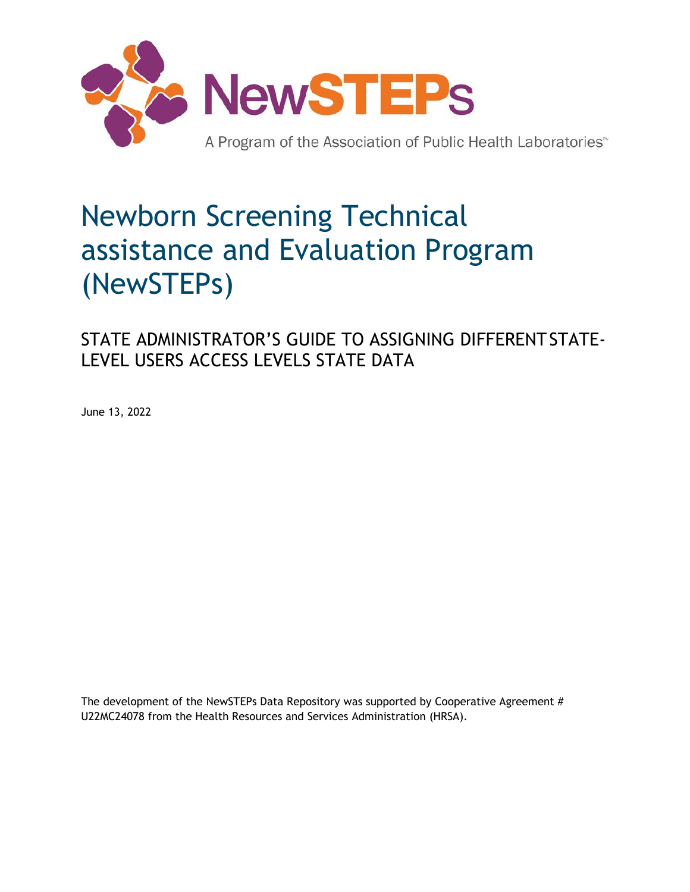NewSTEPs

A Program of the Association of Public Health Laboratories™

# Newborn Screening Technical assistance and Evaluation Program (NewSTEPs)

## STATE ADMINISTRATOR'S GUIDE TO ASSIGNING DIFFERENT STATE-LEVEL USERS ACCESS LEVELS STATE DATA

June 13, 2022

The development of the NewSTEPs Data Repository was supported by Cooperative Agreement # U22MC24078 from the Health Resources and Services Administration (HRSA).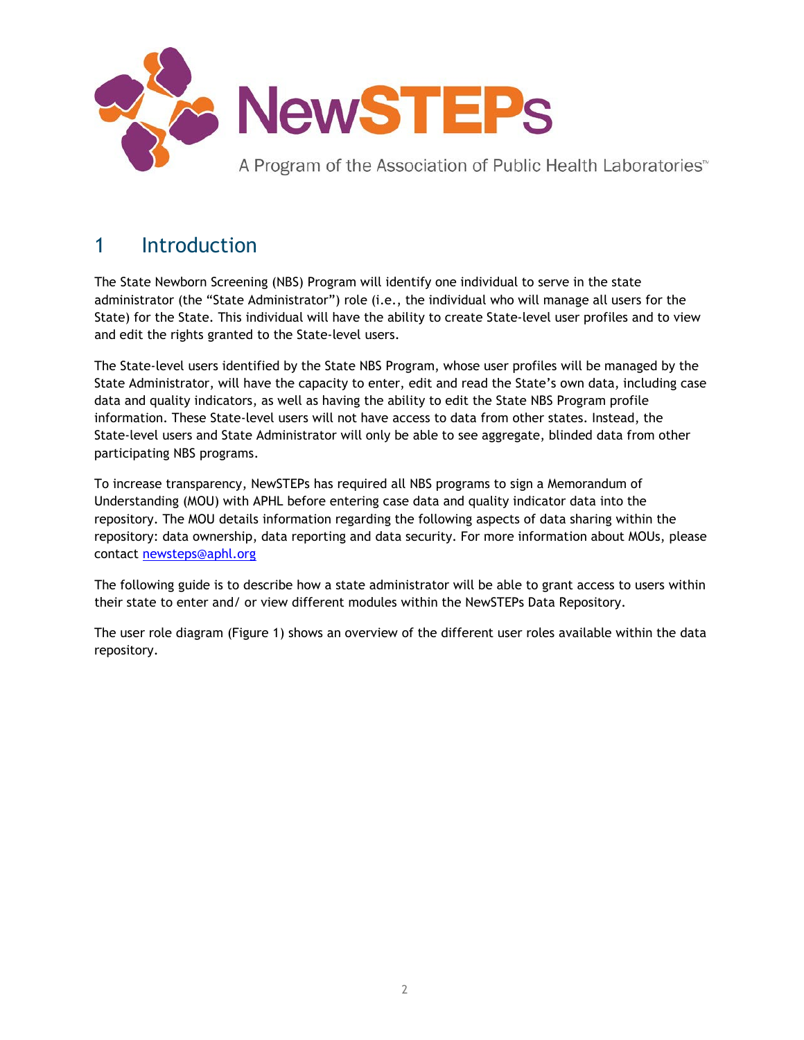# 1 Introduction

The State Newborn Screening (NBS) Program will identify one individual to serve in the state administrator (the "State Administrator") role (i.e., the individual who will manage all users for the State) for the State. This individual will have the ability to create State-level user profiles and to view and edit the rights granted to the State-level users.

The State-level users identified by the State NBS Program, whose user profiles will be managed by the State Administrator, will have the capacity to enter, edit and read the State's own data, including case data and quality indicators, as well as having the ability to edit the State NBS Program profile information. These State-level users will not have access to data from other states. Instead, the State-level users and State Administrator will only be able to see aggregate, blinded data from other participating NBS programs.

To increase transparency, NewSTEPs has required all NBS programs to sign a Memorandum of Understanding (MOU) with APHL before entering case data and quality indicator data into the repository. The MOU details information regarding the following aspects of data sharing within the repository: data ownership, data reporting and data security. For more information about MOUs, please contact newsteps@aphl.org

The following guide is to describe how a state administrator will be able to grant access to users within their state to enter and/ or view different modules within the NewSTEPs Data Repository.

The user role diagram (Figure 1) shows an overview of the different user roles available within the data repository.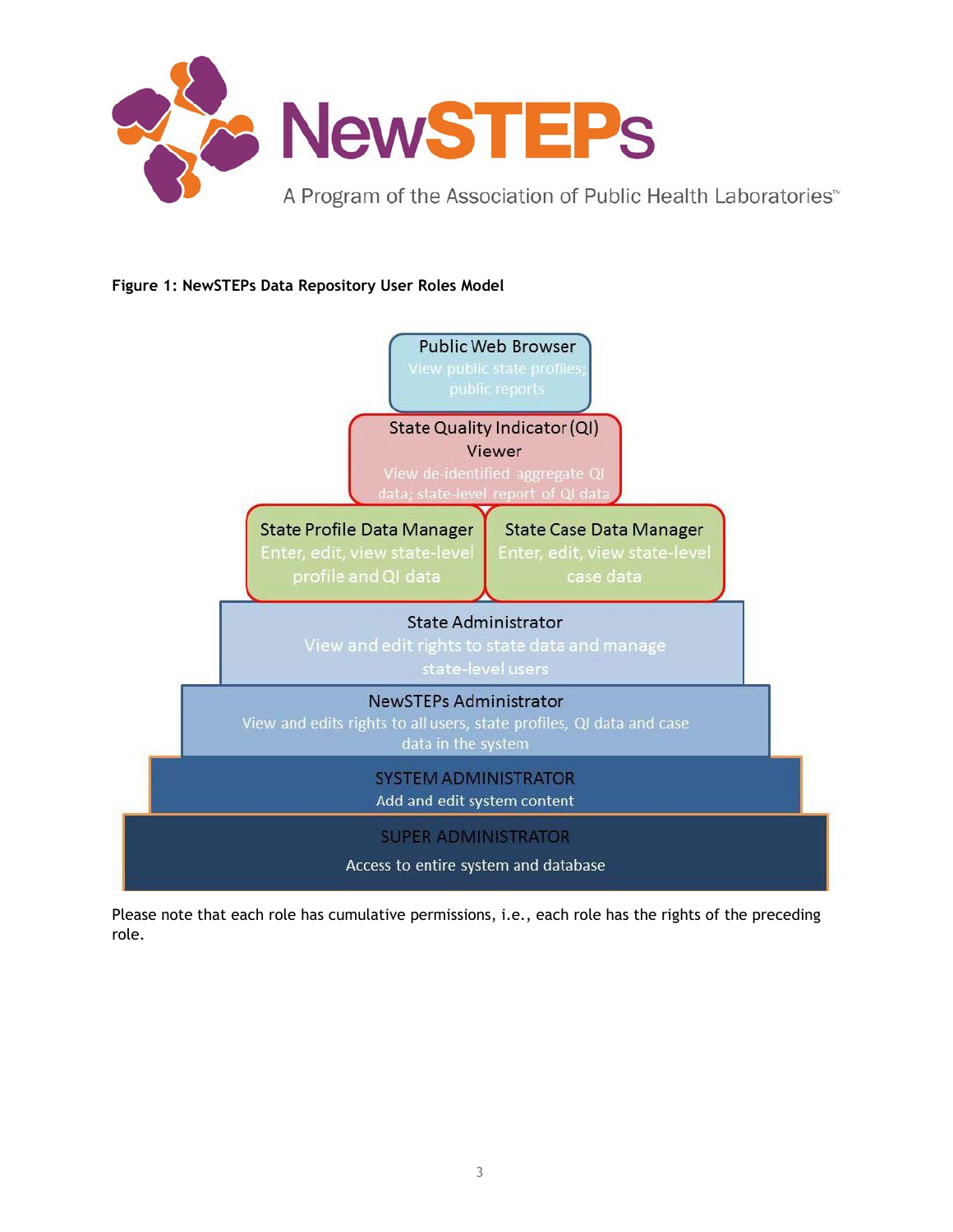# NewSTEPs

A Program of the Association of Public Health Laboratories™

**Figure 1: NewSTEPs Data Repository User Roles Model**

- **Public Web Browser** – View public state profiles; public reports
- **State Quality Indicator (QI) Viewer** – View de-identified aggregate QI data; state-level report of QI data
- **State Profile Data Manager** – Enter, edit, view state-level profile and QI data
- **State Case Data Manager** – Enter, edit, view state-level case data
- **State Administrator** – View and edit rights to state data and manage state-level users
- **NewSTEPs Administrator** – View and edits rights to all users, state profiles, QI data and case data in the system
- **SYSTEM ADMINISTRATOR** – Add and edit system content
- **SUPER ADMINISTRATOR** – Access to entire system and database

Please note that each role has cumulative permissions, i.e., each role has the rights of the preceding role.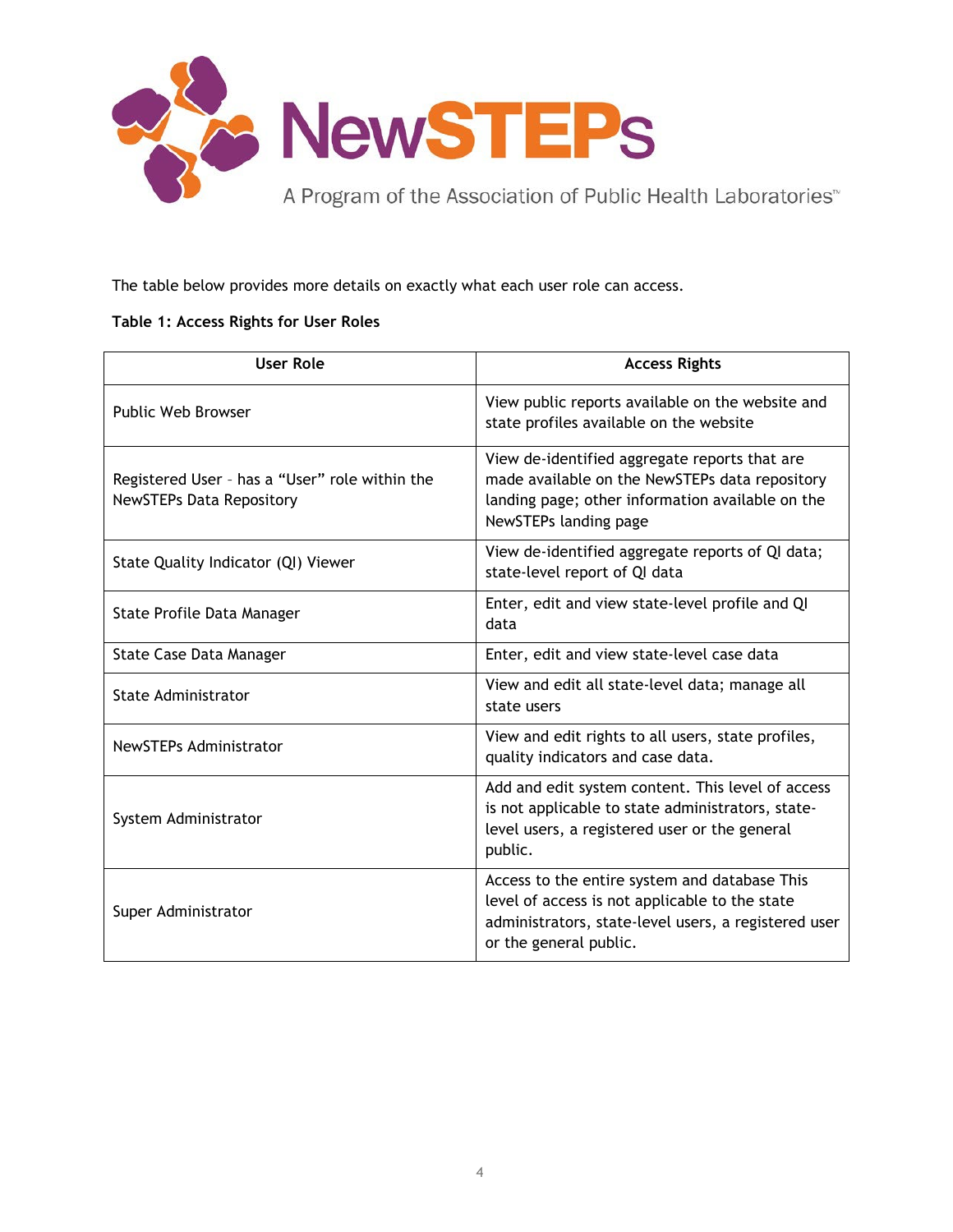The table below provides more details on exactly what each user role can access.

**Table 1: Access Rights for User Roles**

| User Role | Access Rights |
|---|---|
| Public Web Browser | View public reports available on the website and state profiles available on the website |
| Registered User – has a "User" role within the NewSTEPs Data Repository | View de-identified aggregate reports that are made available on the NewSTEPs data repository landing page; other information available on the NewSTEPs landing page |
| State Quality Indicator (QI) Viewer | View de-identified aggregate reports of QI data; state-level report of QI data |
| State Profile Data Manager | Enter, edit and view state-level profile and QI data |
| State Case Data Manager | Enter, edit and view state-level case data |
| State Administrator | View and edit all state-level data; manage all state users |
| NewSTEPs Administrator | View and edit rights to all users, state profiles, quality indicators and case data. |
| System Administrator | Add and edit system content. This level of access is not applicable to state administrators, state-level users, a registered user or the general public. |
| Super Administrator | Access to the entire system and database This level of access is not applicable to the state administrators, state-level users, a registered user or the general public. |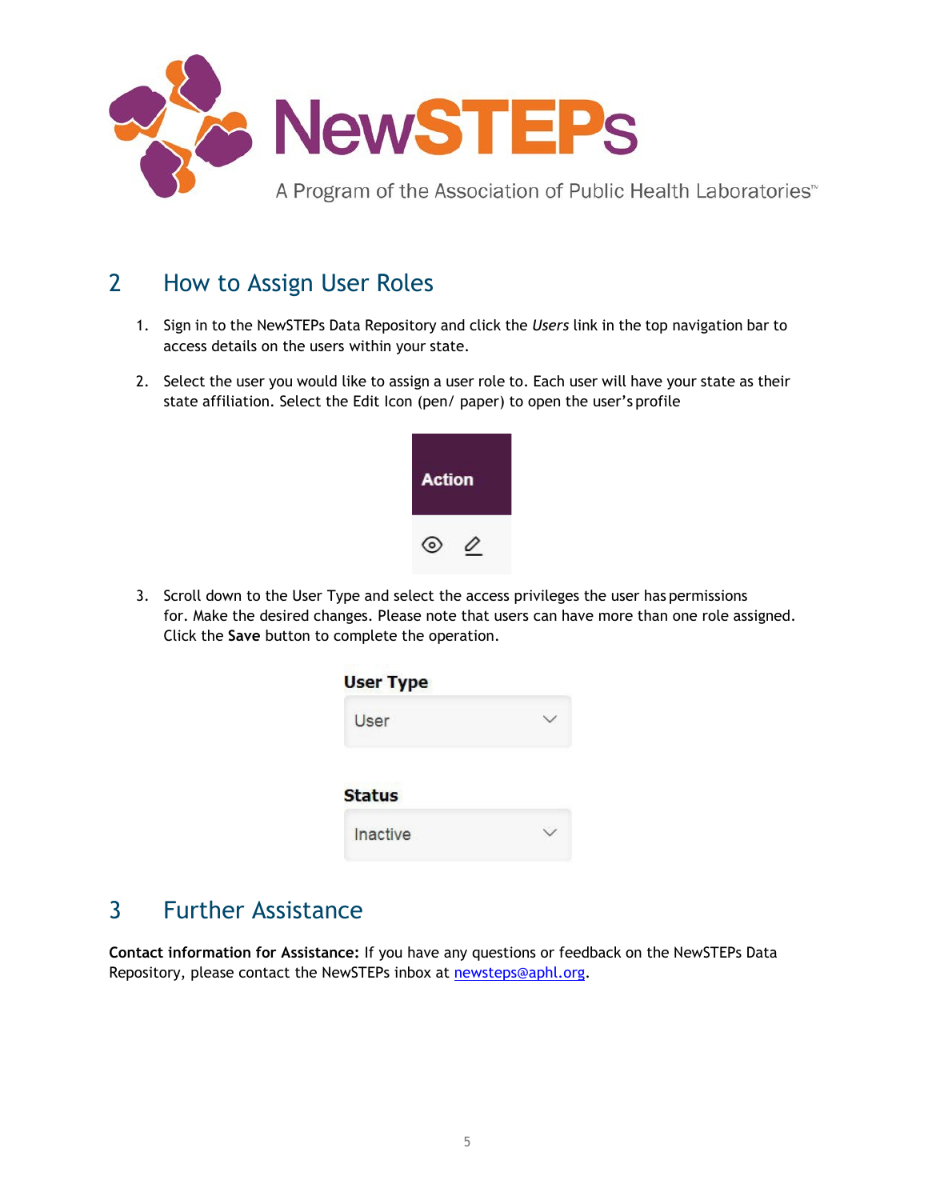## 2 How to Assign User Roles

1. Sign in to the NewSTEPs Data Repository and click the *Users* link in the top navigation bar to access details on the users within your state.
2. Select the user you would like to assign a user role to. Each user will have your state as their state affiliation. Select the Edit Icon (pen/ paper) to open the user's profile

Action

3. Scroll down to the User Type and select the access privileges the user has permissions for. Make the desired changes. Please note that users can have more than one role assigned. Click the **Save** button to complete the operation.

**User Type**

User

**Status**

Inactive

## 3 Further Assistance

**Contact information for Assistance:** If you have any questions or feedback on the NewSTEPs Data Repository, please contact the NewSTEPs inbox at newsteps@aphl.org.